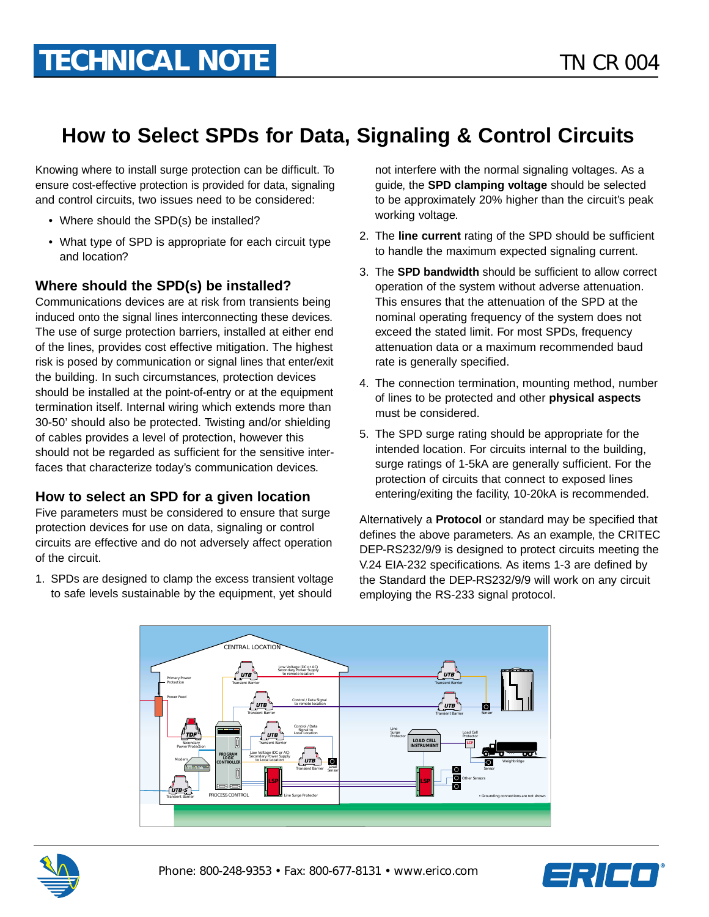# TECHNICAL NOTE

TN CR 004

## How to Select SPDs for Data, Signaling & Control Circuits

Knowing where to install surge protection can be difficult. To ensure cost-effective protection is provided for data, signaling and control circuits, two issues need to be considered:

- Where should the SPD(s) be installed?
- What type of SPD is appropriate for each circuit type and location?

### Where should the SPD(s) be installed?

Communications devices are at risk from transients being induced onto the signal lines interconnecting these devices. The use of surge protection barriers, installed at either end of the lines, provides cost effective mitigation. The highest risk is posed by communication or signal lines that enter/exit the building. In such circumstances, protection devices should be installed at the point-of-entry or at the equipment termination itself. Internal wiring which extends more than 30-50' should also be protected. Twisting and/or shielding of cables provides a level of protection, however this should not be regarded as sufficient for the sensitive interfaces that characterize today's communication devices.

### How to select an SPD for a given location

Five parameters must be considered to ensure that surge protection devices for use on data, signaling or control circuits are effective and do not adversely affect operation of the circuit.

1. SPDs are designed to clamp the excess transient voltage to safe levels sustainable by the equipment, yet should not interfere with the normal signaling voltages. As a guide, the **SPD clamping voltage** should be selected to be approximately 20% higher than the circuit's peak working voltage.
2. The **line current** rating of the SPD should be sufficient to handle the maximum expected signaling current.
3. The **SPD bandwidth** should be sufficient to allow correct operation of the system without adverse attenuation. This ensures that the attenuation of the SPD at the nominal operating frequency of the system does not exceed the stated limit. For most SPDs, frequency attenuation data or a maximum recommended baud rate is generally specified.
4. The connection termination, mounting method, number of lines to be protected and other **physical aspects** must be considered.
5. The SPD surge rating should be appropriate for the intended location. For circuits internal to the building, surge ratings of 1-5kA are generally sufficient. For the protection of circuits that connect to exposed lines entering/exiting the facility, 10-20kA is recommended.

Alternatively a **Protocol** or standard may be specified that defines the above parameters. As an example, the CRITEC DEP-RS232/9/9 is designed to protect circuits meeting the V.24 EIA-232 specifications. As items 1-3 are defined by the Standard the DEP-RS232/9/9 will work on any circuit employing the RS-233 signal protocol.

Phone: 800-248-9353 • Fax: 800-677-8131 • www.erico.com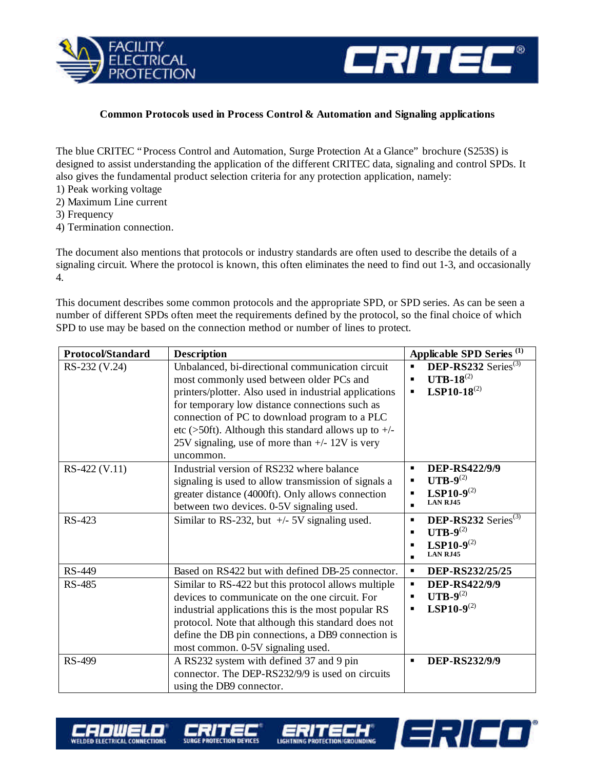**Common Protocols used in Process Control & Automation and Signaling applications**

The blue CRITEC "Process Control and Automation, Surge Protection At a Glance" brochure (S253S) is designed to assist understanding the application of the different CRITEC data, signaling and control SPDs. It also gives the fundamental product selection criteria for any protection application, namely:

1) Peak working voltage
2) Maximum Line current
3) Frequency
4) Termination connection.

The document also mentions that protocols or industry standards are often used to describe the details of a signaling circuit. Where the protocol is known, this often eliminates the need to find out 1-3, and occasionally 4.

This document describes some common protocols and the appropriate SPD, or SPD series. As can be seen a number of different SPDs often meet the requirements defined by the protocol, so the final choice of which SPD to use may be based on the connection method or number of lines to protect.

| Protocol/Standard | Description | Applicable SPD Series [(1)] |
|---|---|---|
| RS-232 (V.24) | Unbalanced, bi-directional communication circuit most commonly used between older PCs and printers/plotter. Also used in industrial applications for temporary low distance connections such as connection of PC to download program to a PLC etc (>50ft). Although this standard allows up to +/- 25V signaling, use of more than +/- 12V is very uncommon. | ▪ **DEP-RS232** Series[(3)]<br>▪ **UTB-18**[(2)]<br>▪ **LSP10-18**[(2)] |
| RS-422 (V.11) | Industrial version of RS232 where balance signaling is used to allow transmission of signals a greater distance (4000ft). Only allows connection between two devices. 0-5V signaling used. | ▪ **DEP-RS422/9/9**<br>▪ **UTB-9**[(2)]<br>▪ **LSP10-9**[(2)]<br>▪ **LAN RJ45** |
| RS-423 | Similar to RS-232, but +/- 5V signaling used. | ▪ **DEP-RS232** Series[(3)]<br>▪ **UTB-9**[(2)]<br>▪ **LSP10-9**[(2)]<br>▪ **LAN RJ45** |
| RS-449 | Based on RS422 but with defined DB-25 connector. | ▪ **DEP-RS232/25/25** |
| RS-485 | Similar to RS-422 but this protocol allows multiple devices to communicate on the one circuit. For industrial applications this is the most popular RS protocol. Note that although this standard does not define the DB pin connections, a DB9 connection is most common. 0-5V signaling used. | ▪ **DEP-RS422/9/9**<br>▪ **UTB-9**[(2)]<br>▪ **LSP10-9**[(2)] |
| RS-499 | A RS232 system with defined 37 and 9 pin connector. The DEP-RS232/9/9 is used on circuits using the DB9 connector. | ▪ **DEP-RS232/9/9** |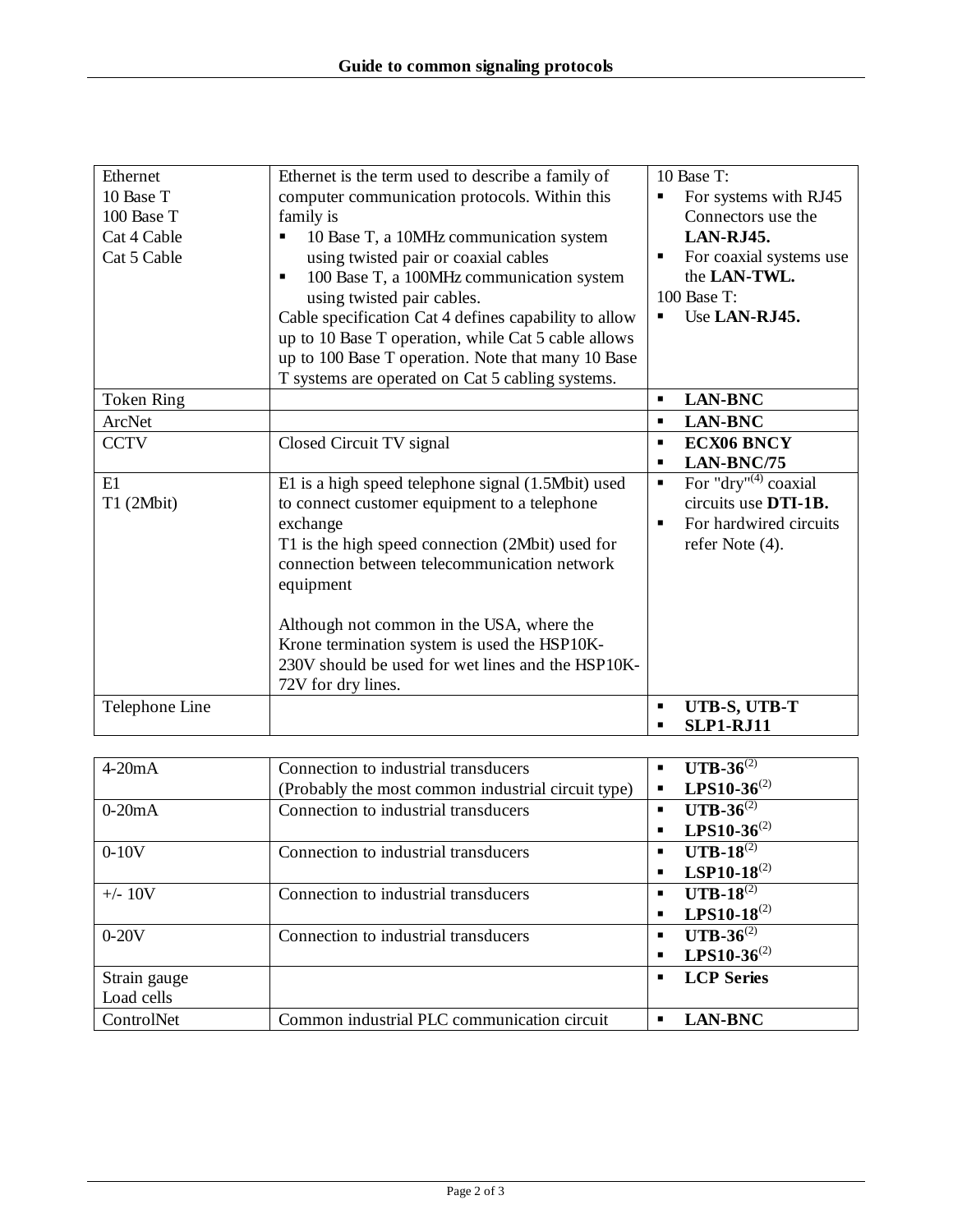| Ethernet<br>10 Base T<br>100 Base T<br>Cat 4 Cable<br>Cat 5 Cable | Ethernet is the term used to describe a family of computer communication protocols. Within this family is<br>▪ 10 Base T, a 10MHz communication system using twisted pair or coaxial cables<br>▪ 100 Base T, a 100MHz communication system using twisted pair cables.<br>Cable specification Cat 4 defines capability to allow up to 10 Base T operation, while Cat 5 cable allows up to 100 Base T operation. Note that many 10 Base T systems are operated on Cat 5 cabling systems. | 10 Base T:<br>▪ For systems with RJ45 Connectors use the **LAN-RJ45.**<br>▪ For coaxial systems use the **LAN-TWL.**<br>100 Base T:<br>▪ Use **LAN-RJ45.** |
|---|---|---|
| Token Ring | | ▪ **LAN-BNC** |
| ArcNet | | ▪ **LAN-BNC** |
| CCTV | Closed Circuit TV signal | ▪ **ECX06 BNCY**<br>▪ **LAN-BNC/75** |
| E1<br>T1 (2Mbit) | E1 is a high speed telephone signal (1.5Mbit) used to connect customer equipment to a telephone exchange<br>T1 is the high speed connection (2Mbit) used for connection between telecommunication network equipment<br><br>Although not common in the USA, where the Krone termination system is used the HSP10K-230V should be used for wet lines and the HSP10K-72V for dry lines. | ▪ For "dry"(4) coaxial circuits use **DTI-1B.**<br>▪ For hardwired circuits refer Note (4). |
| Telephone Line | | ▪ **UTB-S, UTB-T**<br>▪ **SLP1-RJ11** |

| 4-20mA | Connection to industrial transducers<br>(Probably the most common industrial circuit type) | ▪ **UTB-36**(2)<br>▪ **LPS10-36**(2) |
|---|---|---|
| 0-20mA | Connection to industrial transducers | ▪ **UTB-36**(2)<br>▪ **LPS10-36**(2) |
| 0-10V | Connection to industrial transducers | ▪ **UTB-18**(2)<br>▪ **LSP10-18**(2) |
| +/- 10V | Connection to industrial transducers | ▪ **UTB-18**(2)<br>▪ **LPS10-18**(2) |
| 0-20V | Connection to industrial transducers | ▪ **UTB-36**(2)<br>▪ **LPS10-36**(2) |
| Strain gauge<br>Load cells | | ▪ **LCP Series** |
| ControlNet | Common industrial PLC communication circuit | ▪ **LAN-BNC** |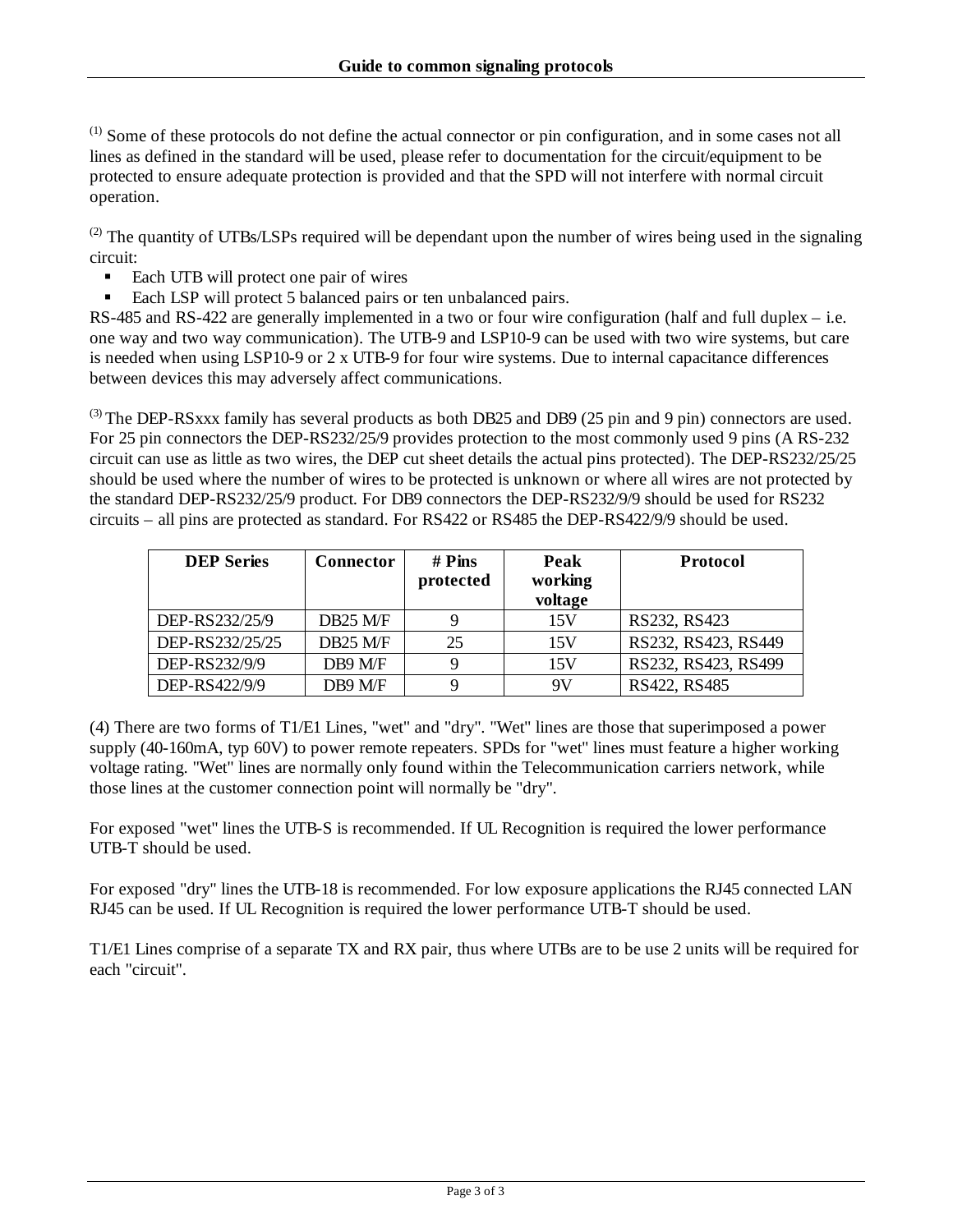[(1)] Some of these protocols do not define the actual connector or pin configuration, and in some cases not all lines as defined in the standard will be used, please refer to documentation for the circuit/equipment to be protected to ensure adequate protection is provided and that the SPD will not interfere with normal circuit operation.

[(2)] The quantity of UTBs/LSPs required will be dependant upon the number of wires being used in the signaling circuit:

- Each UTB will protect one pair of wires
- Each LSP will protect 5 balanced pairs or ten unbalanced pairs.

RS-485 and RS-422 are generally implemented in a two or four wire configuration (half and full duplex – i.e. one way and two way communication). The UTB-9 and LSP10-9 can be used with two wire systems, but care is needed when using LSP10-9 or 2 x UTB-9 for four wire systems. Due to internal capacitance differences between devices this may adversely affect communications.

[(3)] The DEP-RSxxx family has several products as both DB25 and DB9 (25 pin and 9 pin) connectors are used. For 25 pin connectors the DEP-RS232/25/9 provides protection to the most commonly used 9 pins (A RS-232 circuit can use as little as two wires, the DEP cut sheet details the actual pins protected). The DEP-RS232/25/25 should be used where the number of wires to be protected is unknown or where all wires are not protected by the standard DEP-RS232/25/9 product. For DB9 connectors the DEP-RS232/9/9 should be used for RS232 circuits – all pins are protected as standard. For RS422 or RS485 the DEP-RS422/9/9 should be used.

| DEP Series | Connector | # Pins protected | Peak working voltage | Protocol |
|---|---|---|---|---|
| DEP-RS232/25/9 | DB25 M/F | 9 | 15V | RS232, RS423 |
| DEP-RS232/25/25 | DB25 M/F | 25 | 15V | RS232, RS423, RS449 |
| DEP-RS232/9/9 | DB9 M/F | 9 | 15V | RS232, RS423, RS499 |
| DEP-RS422/9/9 | DB9 M/F | 9 | 9V | RS422, RS485 |

(4) There are two forms of T1/E1 Lines, "wet" and "dry". "Wet" lines are those that superimposed a power supply (40-160mA, typ 60V) to power remote repeaters. SPDs for "wet" lines must feature a higher working voltage rating. "Wet" lines are normally only found within the Telecommunication carriers network, while those lines at the customer connection point will normally be "dry".

For exposed "wet" lines the UTB-S is recommended. If UL Recognition is required the lower performance UTB-T should be used.

For exposed "dry" lines the UTB-18 is recommended. For low exposure applications the RJ45 connected LAN RJ45 can be used. If UL Recognition is required the lower performance UTB-T should be used.

T1/E1 Lines comprise of a separate TX and RX pair, thus where UTBs are to be use 2 units will be required for each "circuit".